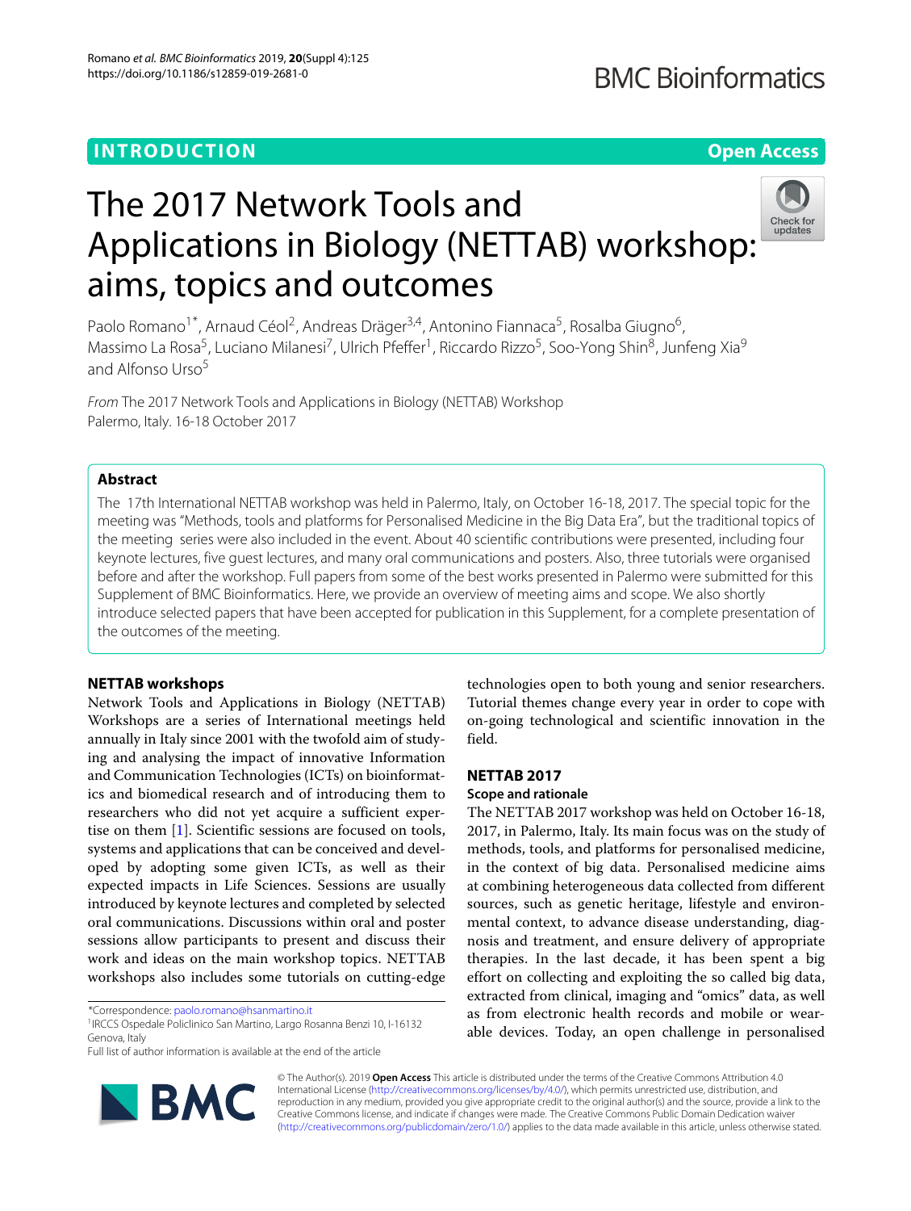INTRODUCTION

Open Access

# The 2017 Network Tools and Applications in Biology (NETTAB) workshop: aims, topics and outcomes

Paolo Romano[1*], Arnaud Céol[2], Andreas Dräger[3,4], Antonino Fiannaca[5], Rosalba Giugno[6], Massimo La Rosa[5], Luciano Milanesi[7], Ulrich Pfeffer[1], Riccardo Rizzo[5], Soo-Yong Shin[8], Junfeng Xia[9] and Alfonso Urso[5]

*From* The 2017 Network Tools and Applications in Biology (NETTAB) Workshop
Palermo, Italy. 16-18 October 2017

## Abstract

The 17th International NETTAB workshop was held in Palermo, Italy, on October 16-18, 2017. The special topic for the meeting was "Methods, tools and platforms for Personalised Medicine in the Big Data Era", but the traditional topics of the meeting series were also included in the event. About 40 scientific contributions were presented, including four keynote lectures, five guest lectures, and many oral communications and posters. Also, three tutorials were organised before and after the workshop. Full papers from some of the best works presented in Palermo were submitted for this Supplement of BMC Bioinformatics. Here, we provide an overview of meeting aims and scope. We also shortly introduce selected papers that have been accepted for publication in this Supplement, for a complete presentation of the outcomes of the meeting.

## NETTAB workshops

Network Tools and Applications in Biology (NETTAB) Workshops are a series of International meetings held annually in Italy since 2001 with the twofold aim of studying and analysing the impact of innovative Information and Communication Technologies (ICTs) on bioinformatics and biomedical research and of introducing them to researchers who did not yet acquire a sufficient expertise on them [1]. Scientific sessions are focused on tools, systems and applications that can be conceived and developed by adopting some given ICTs, as well as their expected impacts in Life Sciences. Sessions are usually introduced by keynote lectures and completed by selected oral communications. Discussions within oral and poster sessions allow participants to present and discuss their work and ideas on the main workshop topics. NETTAB workshops also includes some tutorials on cutting-edge technologies open to both young and senior researchers. Tutorial themes change every year in order to cope with on-going technological and scientific innovation in the field.

## NETTAB 2017

### Scope and rationale

The NETTAB 2017 workshop was held on October 16-18, 2017, in Palermo, Italy. Its main focus was on the study of methods, tools, and platforms for personalised medicine, in the context of big data. Personalised medicine aims at combining heterogeneous data collected from different sources, such as genetic heritage, lifestyle and environmental context, to advance disease understanding, diagnosis and treatment, and ensure delivery of appropriate therapies. In the last decade, it has been spent a big effort on collecting and exploiting the so called big data, extracted from clinical, imaging and "omics" data, as well as from electronic health records and mobile or wearable devices. Today, an open challenge in personalised

*Correspondence: paolo.romano@hsanmartino.it
[1]IRCCS Ospedale Policlinico San Martino, Largo Rosanna Benzi 10, I-16132 Genova, Italy
Full list of author information is available at the end of the article

© The Author(s). 2019 **Open Access** This article is distributed under the terms of the Creative Commons Attribution 4.0 International License (http://creativecommons.org/licenses/by/4.0/), which permits unrestricted use, distribution, and reproduction in any medium, provided you give appropriate credit to the original author(s) and the source, provide a link to the Creative Commons license, and indicate if changes were made. The Creative Commons Public Domain Dedication waiver (http://creativecommons.org/publicdomain/zero/1.0/) applies to the data made available in this article, unless otherwise stated.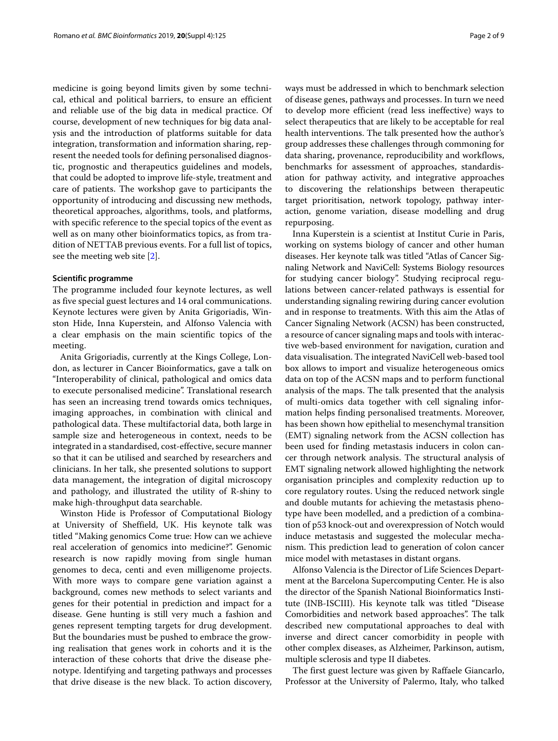medicine is going beyond limits given by some technical, ethical and political barriers, to ensure an efficient and reliable use of the big data in medical practice. Of course, development of new techniques for big data analysis and the introduction of platforms suitable for data integration, transformation and information sharing, represent the needed tools for defining personalised diagnostic, prognostic and therapeutics guidelines and models, that could be adopted to improve life-style, treatment and care of patients. The workshop gave to participants the opportunity of introducing and discussing new methods, theoretical approaches, algorithms, tools, and platforms, with specific reference to the special topics of the event as well as on many other bioinformatics topics, as from tradition of NETTAB previous events. For a full list of topics, see the meeting web site [2].

### Scientific programme

The programme included four keynote lectures, as well as five special guest lectures and 14 oral communications. Keynote lectures were given by Anita Grigoriadis, Winston Hide, Inna Kuperstein, and Alfonso Valencia with a clear emphasis on the main scientific topics of the meeting.

Anita Grigoriadis, currently at the Kings College, London, as lecturer in Cancer Bioinformatics, gave a talk on "Interoperability of clinical, pathological and omics data to execute personalised medicine". Translational research has seen an increasing trend towards omics techniques, imaging approaches, in combination with clinical and pathological data. These multifactorial data, both large in sample size and heterogeneous in context, needs to be integrated in a standardised, cost-effective, secure manner so that it can be utilised and searched by researchers and clinicians. In her talk, she presented solutions to support data management, the integration of digital microscopy and pathology, and illustrated the utility of R-shiny to make high-throughput data searchable.

Winston Hide is Professor of Computational Biology at University of Sheffield, UK. His keynote talk was titled "Making genomics Come true: How can we achieve real acceleration of genomics into medicine?". Genomic research is now rapidly moving from single human genomes to deca, centi and even milligenome projects. With more ways to compare gene variation against a background, comes new methods to select variants and genes for their potential in prediction and impact for a disease. Gene hunting is still very much a fashion and genes represent tempting targets for drug development. But the boundaries must be pushed to embrace the growing realisation that genes work in cohorts and it is the interaction of these cohorts that drive the disease phenotype. Identifying and targeting pathways and processes that drive disease is the new black. To action discovery, ways must be addressed in which to benchmark selection of disease genes, pathways and processes. In turn we need to develop more efficient (read less ineffective) ways to select therapeutics that are likely to be acceptable for real health interventions. The talk presented how the author's group addresses these challenges through commoning for data sharing, provenance, reproducibility and workflows, benchmarks for assessment of approaches, standardisation for pathway activity, and integrative approaches to discovering the relationships between therapeutic target prioritisation, network topology, pathway interaction, genome variation, disease modelling and drug repurposing.

Inna Kuperstein is a scientist at Institut Curie in Paris, working on systems biology of cancer and other human diseases. Her keynote talk was titled "Atlas of Cancer Signaling Network and NaviCell: Systems Biology resources for studying cancer biology". Studying reciprocal regulations between cancer-related pathways is essential for understanding signaling rewiring during cancer evolution and in response to treatments. With this aim the Atlas of Cancer Signaling Network (ACSN) has been constructed, a resource of cancer signaling maps and tools with interactive web-based environment for navigation, curation and data visualisation. The integrated NaviCell web-based tool box allows to import and visualize heterogeneous omics data on top of the ACSN maps and to perform functional analysis of the maps. The talk presented that the analysis of multi-omics data together with cell signaling information helps finding personalised treatments. Moreover, has been shown how epithelial to mesenchymal transition (EMT) signaling network from the ACSN collection has been used for finding metastasis inducers in colon cancer through network analysis. The structural analysis of EMT signaling network allowed highlighting the network organisation principles and complexity reduction up to core regulatory routes. Using the reduced network single and double mutants for achieving the metastasis phenotype have been modelled, and a prediction of a combination of p53 knock-out and overexpression of Notch would induce metastasis and suggested the molecular mechanism. This prediction lead to generation of colon cancer mice model with metastases in distant organs.

Alfonso Valencia is the Director of Life Sciences Department at the Barcelona Supercomputing Center. He is also the director of the Spanish National Bioinformatics Institute (INB-ISCIII). His keynote talk was titled "Disease Comorbidities and network based approaches". The talk described new computational approaches to deal with inverse and direct cancer comorbidity in people with other complex diseases, as Alzheimer, Parkinson, autism, multiple sclerosis and type II diabetes.

The first guest lecture was given by Raffaele Giancarlo, Professor at the University of Palermo, Italy, who talked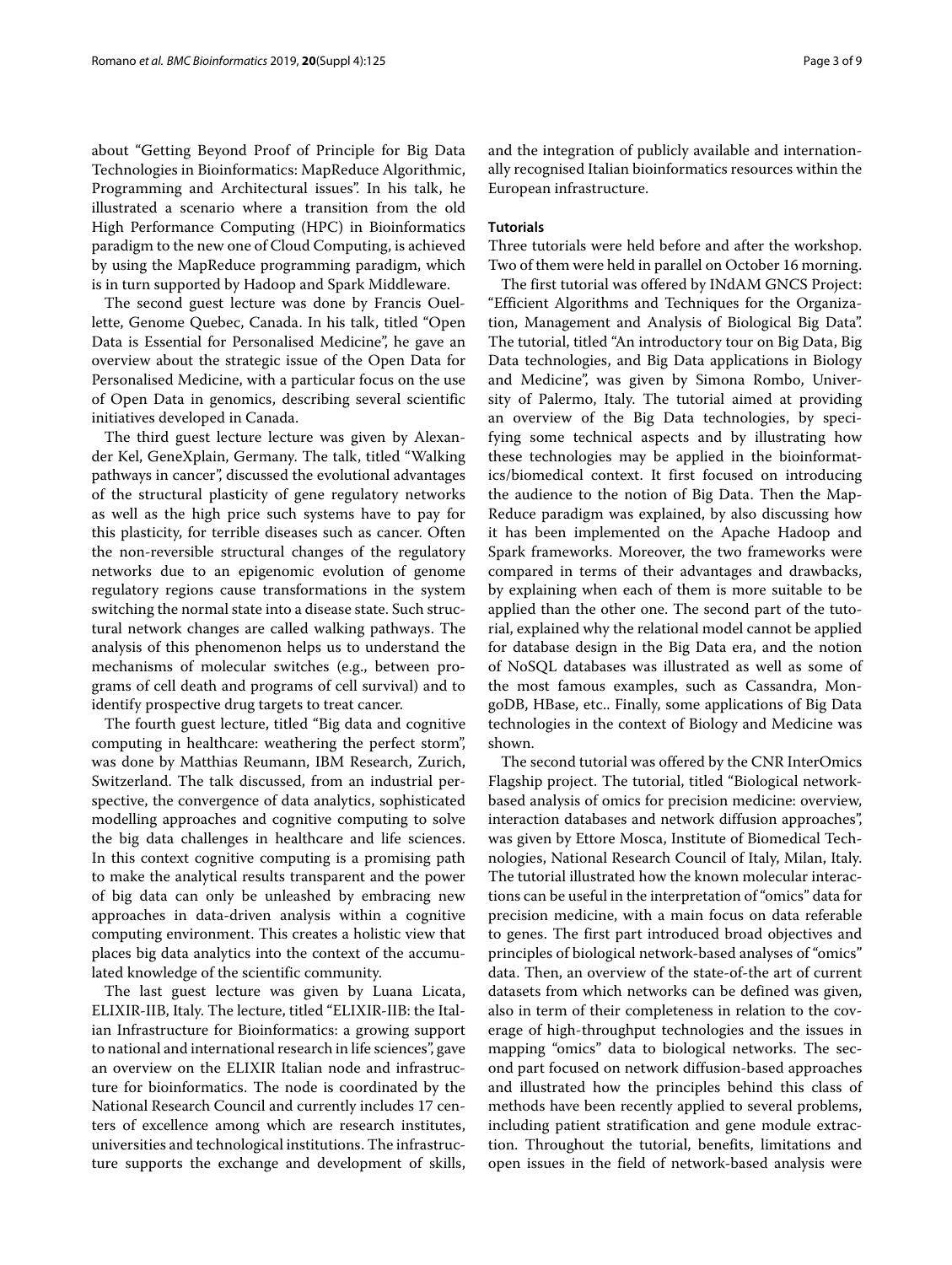about "Getting Beyond Proof of Principle for Big Data Technologies in Bioinformatics: MapReduce Algorithmic, Programming and Architectural issues". In his talk, he illustrated a scenario where a transition from the old High Performance Computing (HPC) in Bioinformatics paradigm to the new one of Cloud Computing, is achieved by using the MapReduce programming paradigm, which is in turn supported by Hadoop and Spark Middleware.

The second guest lecture was done by Francis Ouellette, Genome Quebec, Canada. In his talk, titled "Open Data is Essential for Personalised Medicine", he gave an overview about the strategic issue of the Open Data for Personalised Medicine, with a particular focus on the use of Open Data in genomics, describing several scientific initiatives developed in Canada.

The third guest lecture lecture was given by Alexander Kel, GeneXplain, Germany. The talk, titled "Walking pathways in cancer", discussed the evolutional advantages of the structural plasticity of gene regulatory networks as well as the high price such systems have to pay for this plasticity, for terrible diseases such as cancer. Often the non-reversible structural changes of the regulatory networks due to an epigenomic evolution of genome regulatory regions cause transformations in the system switching the normal state into a disease state. Such structural network changes are called walking pathways. The analysis of this phenomenon helps us to understand the mechanisms of molecular switches (e.g., between programs of cell death and programs of cell survival) and to identify prospective drug targets to treat cancer.

The fourth guest lecture, titled "Big data and cognitive computing in healthcare: weathering the perfect storm", was done by Matthias Reumann, IBM Research, Zurich, Switzerland. The talk discussed, from an industrial perspective, the convergence of data analytics, sophisticated modelling approaches and cognitive computing to solve the big data challenges in healthcare and life sciences. In this context cognitive computing is a promising path to make the analytical results transparent and the power of big data can only be unleashed by embracing new approaches in data-driven analysis within a cognitive computing environment. This creates a holistic view that places big data analytics into the context of the accumulated knowledge of the scientific community.

The last guest lecture was given by Luana Licata, ELIXIR-IIB, Italy. The lecture, titled "ELIXIR-IIB: the Italian Infrastructure for Bioinformatics: a growing support to national and international research in life sciences", gave an overview on the ELIXIR Italian node and infrastructure for bioinformatics. The node is coordinated by the National Research Council and currently includes 17 centers of excellence among which are research institutes, universities and technological institutions. The infrastructure supports the exchange and development of skills, and the integration of publicly available and internationally recognised Italian bioinformatics resources within the European infrastructure.

### Tutorials

Three tutorials were held before and after the workshop. Two of them were held in parallel on October 16 morning.

The first tutorial was offered by INdAM GNCS Project: "Efficient Algorithms and Techniques for the Organization, Management and Analysis of Biological Big Data". The tutorial, titled "An introductory tour on Big Data, Big Data technologies, and Big Data applications in Biology and Medicine", was given by Simona Rombo, University of Palermo, Italy. The tutorial aimed at providing an overview of the Big Data technologies, by specifying some technical aspects and by illustrating how these technologies may be applied in the bioinformatics/biomedical context. It first focused on introducing the audience to the notion of Big Data. Then the MapReduce paradigm was explained, by also discussing how it has been implemented on the Apache Hadoop and Spark frameworks. Moreover, the two frameworks were compared in terms of their advantages and drawbacks, by explaining when each of them is more suitable to be applied than the other one. The second part of the tutorial, explained why the relational model cannot be applied for database design in the Big Data era, and the notion of NoSQL databases was illustrated as well as some of the most famous examples, such as Cassandra, MongoDB, HBase, etc.. Finally, some applications of Big Data technologies in the context of Biology and Medicine was shown.

The second tutorial was offered by the CNR InterOmics Flagship project. The tutorial, titled "Biological network-based analysis of omics for precision medicine: overview, interaction databases and network diffusion approaches", was given by Ettore Mosca, Institute of Biomedical Technologies, National Research Council of Italy, Milan, Italy. The tutorial illustrated how the known molecular interactions can be useful in the interpretation of "omics" data for precision medicine, with a main focus on data referable to genes. The first part introduced broad objectives and principles of biological network-based analyses of "omics" data. Then, an overview of the state-of-the art of current datasets from which networks can be defined was given, also in term of their completeness in relation to the coverage of high-throughput technologies and the issues in mapping "omics" data to biological networks. The second part focused on network diffusion-based approaches and illustrated how the principles behind this class of methods have been recently applied to several problems, including patient stratification and gene module extraction. Throughout the tutorial, benefits, limitations and open issues in the field of network-based analysis were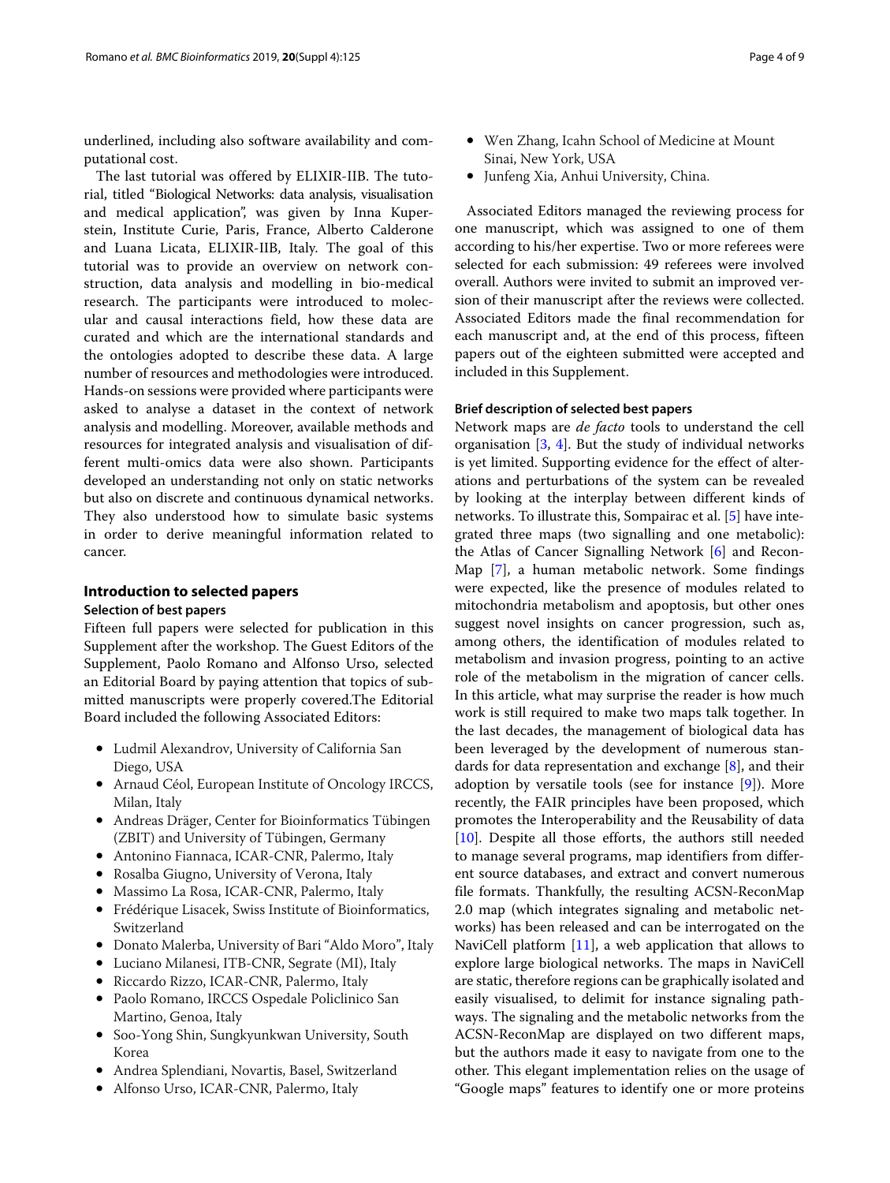underlined, including also software availability and computational cost.

The last tutorial was offered by ELIXIR-IIB. The tutorial, titled "Biological Networks: data analysis, visualisation and medical application", was given by Inna Kuperstein, Institute Curie, Paris, France, Alberto Calderone and Luana Licata, ELIXIR-IIB, Italy. The goal of this tutorial was to provide an overview on network construction, data analysis and modelling in bio-medical research. The participants were introduced to molecular and causal interactions field, how these data are curated and which are the international standards and the ontologies adopted to describe these data. A large number of resources and methodologies were introduced. Hands-on sessions were provided where participants were asked to analyse a dataset in the context of network analysis and modelling. Moreover, available methods and resources for integrated analysis and visualisation of different multi-omics data were also shown. Participants developed an understanding not only on static networks but also on discrete and continuous dynamical networks. They also understood how to simulate basic systems in order to derive meaningful information related to cancer.

## Introduction to selected papers

### Selection of best papers

Fifteen full papers were selected for publication in this Supplement after the workshop. The Guest Editors of the Supplement, Paolo Romano and Alfonso Urso, selected an Editorial Board by paying attention that topics of submitted manuscripts were properly covered.The Editorial Board included the following Associated Editors:

- Ludmil Alexandrov, University of California San Diego, USA
- Arnaud Céol, European Institute of Oncology IRCCS, Milan, Italy
- Andreas Dräger, Center for Bioinformatics Tübingen (ZBIT) and University of Tübingen, Germany
- Antonino Fiannaca, ICAR-CNR, Palermo, Italy
- Rosalba Giugno, University of Verona, Italy
- Massimo La Rosa, ICAR-CNR, Palermo, Italy
- Frédérique Lisacek, Swiss Institute of Bioinformatics, Switzerland
- Donato Malerba, University of Bari "Aldo Moro", Italy
- Luciano Milanesi, ITB-CNR, Segrate (MI), Italy
- Riccardo Rizzo, ICAR-CNR, Palermo, Italy
- Paolo Romano, IRCCS Ospedale Policlinico San Martino, Genoa, Italy
- Soo-Yong Shin, Sungkyunkwan University, South Korea
- Andrea Splendiani, Novartis, Basel, Switzerland
- Alfonso Urso, ICAR-CNR, Palermo, Italy
- Wen Zhang, Icahn School of Medicine at Mount Sinai, New York, USA
- Junfeng Xia, Anhui University, China.

Associated Editors managed the reviewing process for one manuscript, which was assigned to one of them according to his/her expertise. Two or more referees were selected for each submission: 49 referees were involved overall. Authors were invited to submit an improved version of their manuscript after the reviews were collected. Associated Editors made the final recommendation for each manuscript and, at the end of this process, fifteen papers out of the eighteen submitted were accepted and included in this Supplement.

### Brief description of selected best papers

Network maps are *de facto* tools to understand the cell organisation [3, 4]. But the study of individual networks is yet limited. Supporting evidence for the effect of alterations and perturbations of the system can be revealed by looking at the interplay between different kinds of networks. To illustrate this, Sompairac et al. [5] have integrated three maps (two signalling and one metabolic): the Atlas of Cancer Signalling Network [6] and ReconMap [7], a human metabolic network. Some findings were expected, like the presence of modules related to mitochondria metabolism and apoptosis, but other ones suggest novel insights on cancer progression, such as, among others, the identification of modules related to metabolism and invasion progress, pointing to an active role of the metabolism in the migration of cancer cells. In this article, what may surprise the reader is how much work is still required to make two maps talk together. In the last decades, the management of biological data has been leveraged by the development of numerous standards for data representation and exchange [8], and their adoption by versatile tools (see for instance [9]). More recently, the FAIR principles have been proposed, which promotes the Interoperability and the Reusability of data [10]. Despite all those efforts, the authors still needed to manage several programs, map identifiers from different source databases, and extract and convert numerous file formats. Thankfully, the resulting ACSN-ReconMap 2.0 map (which integrates signaling and metabolic networks) has been released and can be interrogated on the NaviCell platform [11], a web application that allows to explore large biological networks. The maps in NaviCell are static, therefore regions can be graphically isolated and easily visualised, to delimit for instance signaling pathways. The signaling and the metabolic networks from the ACSN-ReconMap are displayed on two different maps, but the authors made it easy to navigate from one to the other. This elegant implementation relies on the usage of "Google maps" features to identify one or more proteins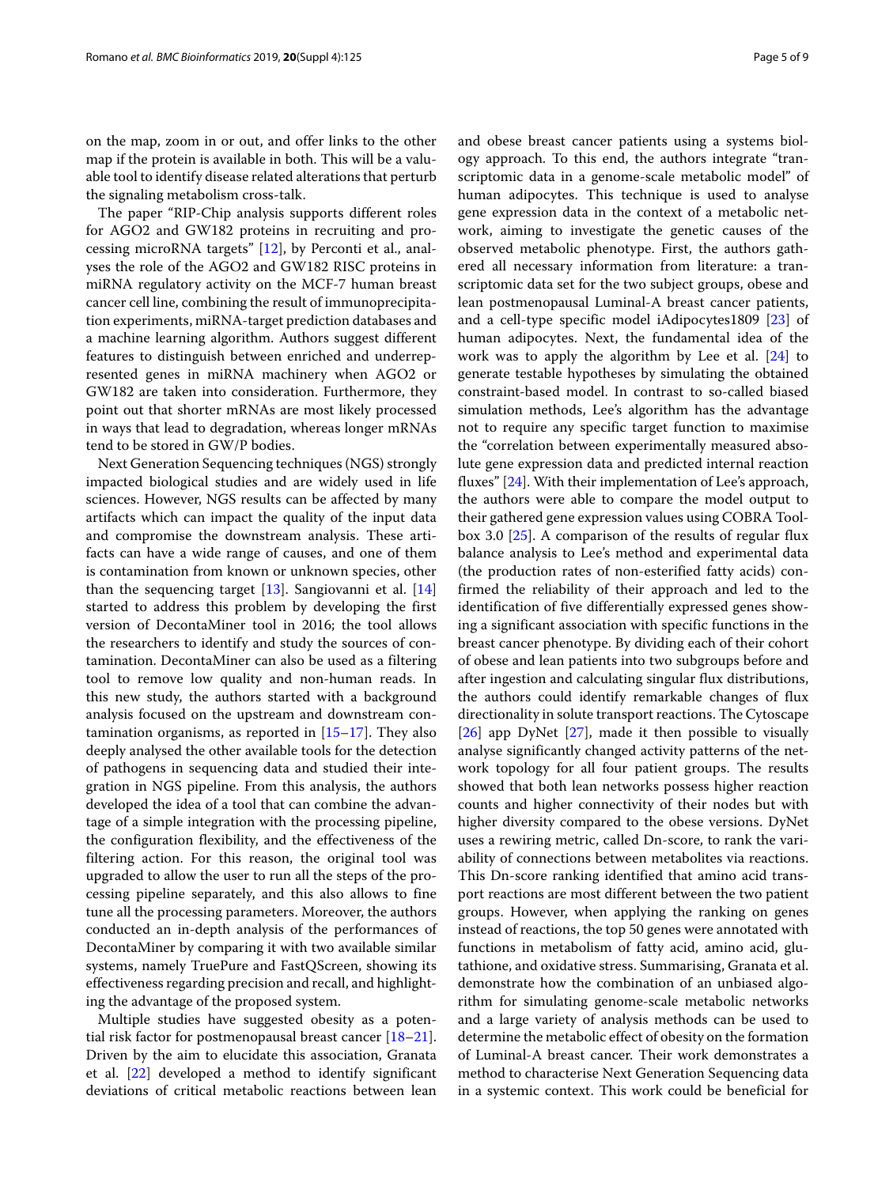on the map, zoom in or out, and offer links to the other map if the protein is available in both. This will be a valuable tool to identify disease related alterations that perturb the signaling metabolism cross-talk.

The paper "RIP-Chip analysis supports different roles for AGO2 and GW182 proteins in recruiting and processing microRNA targets" [12], by Perconti et al., analyses the role of the AGO2 and GW182 RISC proteins in miRNA regulatory activity on the MCF-7 human breast cancer cell line, combining the result of immunoprecipitation experiments, miRNA-target prediction databases and a machine learning algorithm. Authors suggest different features to distinguish between enriched and underrepresented genes in miRNA machinery when AGO2 or GW182 are taken into consideration. Furthermore, they point out that shorter mRNAs are most likely processed in ways that lead to degradation, whereas longer mRNAs tend to be stored in GW/P bodies.

Next Generation Sequencing techniques (NGS) strongly impacted biological studies and are widely used in life sciences. However, NGS results can be affected by many artifacts which can impact the quality of the input data and compromise the downstream analysis. These artifacts can have a wide range of causes, and one of them is contamination from known or unknown species, other than the sequencing target [13]. Sangiovanni et al. [14] started to address this problem by developing the first version of DecontaMiner tool in 2016; the tool allows the researchers to identify and study the sources of contamination. DecontaMiner can also be used as a filtering tool to remove low quality and non-human reads. In this new study, the authors started with a background analysis focused on the upstream and downstream contamination organisms, as reported in [15–17]. They also deeply analysed the other available tools for the detection of pathogens in sequencing data and studied their integration in NGS pipeline. From this analysis, the authors developed the idea of a tool that can combine the advantage of a simple integration with the processing pipeline, the configuration flexibility, and the effectiveness of the filtering action. For this reason, the original tool was upgraded to allow the user to run all the steps of the processing pipeline separately, and this also allows to fine tune all the processing parameters. Moreover, the authors conducted an in-depth analysis of the performances of DecontaMiner by comparing it with two available similar systems, namely TruePure and FastQScreen, showing its effectiveness regarding precision and recall, and highlighting the advantage of the proposed system.

Multiple studies have suggested obesity as a potential risk factor for postmenopausal breast cancer [18–21]. Driven by the aim to elucidate this association, Granata et al. [22] developed a method to identify significant deviations of critical metabolic reactions between lean and obese breast cancer patients using a systems biology approach. To this end, the authors integrate "transcriptomic data in a genome-scale metabolic model" of human adipocytes. This technique is used to analyse gene expression data in the context of a metabolic network, aiming to investigate the genetic causes of the observed metabolic phenotype. First, the authors gathered all necessary information from literature: a transcriptomic data set for the two subject groups, obese and lean postmenopausal Luminal-A breast cancer patients, and a cell-type specific model iAdipocytes1809 [23] of human adipocytes. Next, the fundamental idea of the work was to apply the algorithm by Lee et al. [24] to generate testable hypotheses by simulating the obtained constraint-based model. In contrast to so-called biased simulation methods, Lee's algorithm has the advantage not to require any specific target function to maximise the "correlation between experimentally measured absolute gene expression data and predicted internal reaction fluxes" [24]. With their implementation of Lee's approach, the authors were able to compare the model output to their gathered gene expression values using COBRA Toolbox 3.0 [25]. A comparison of the results of regular flux balance analysis to Lee's method and experimental data (the production rates of non-esterified fatty acids) confirmed the reliability of their approach and led to the identification of five differentially expressed genes showing a significant association with specific functions in the breast cancer phenotype. By dividing each of their cohort of obese and lean patients into two subgroups before and after ingestion and calculating singular flux distributions, the authors could identify remarkable changes of flux directionality in solute transport reactions. The Cytoscape [26] app DyNet [27], made it then possible to visually analyse significantly changed activity patterns of the network topology for all four patient groups. The results showed that both lean networks possess higher reaction counts and higher connectivity of their nodes but with higher diversity compared to the obese versions. DyNet uses a rewiring metric, called Dn-score, to rank the variability of connections between metabolites via reactions. This Dn-score ranking identified that amino acid transport reactions are most different between the two patient groups. However, when applying the ranking on genes instead of reactions, the top 50 genes were annotated with functions in metabolism of fatty acid, amino acid, glutathione, and oxidative stress. Summarising, Granata et al. demonstrate how the combination of an unbiased algorithm for simulating genome-scale metabolic networks and a large variety of analysis methods can be used to determine the metabolic effect of obesity on the formation of Luminal-A breast cancer. Their work demonstrates a method to characterise Next Generation Sequencing data in a systemic context. This work could be beneficial for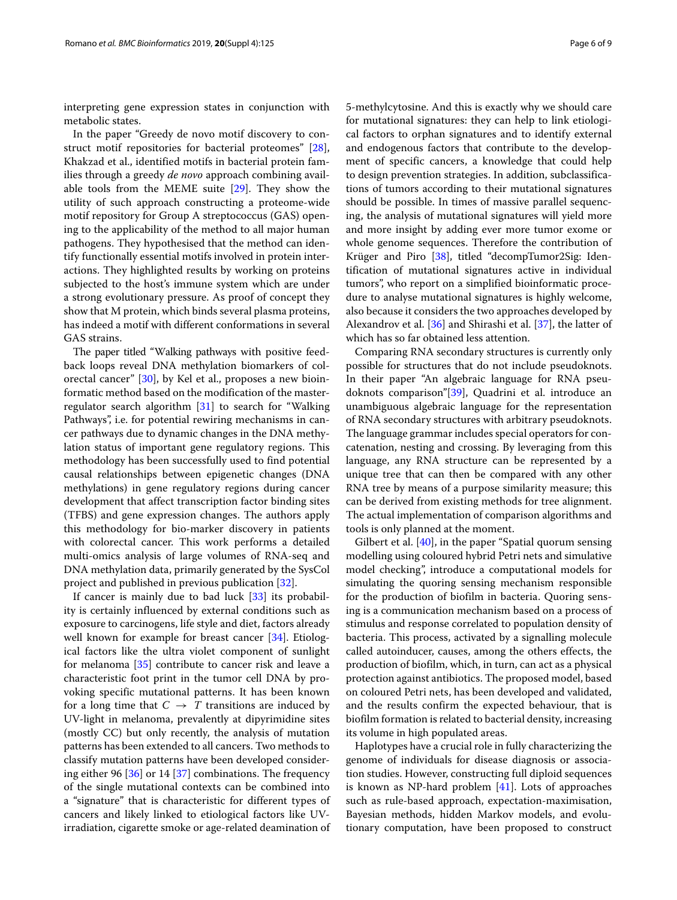interpreting gene expression states in conjunction with metabolic states.

In the paper "Greedy de novo motif discovery to construct motif repositories for bacterial proteomes" [28], Khakzad et al., identified motifs in bacterial protein families through a greedy *de novo* approach combining available tools from the MEME suite [29]. They show the utility of such approach constructing a proteome-wide motif repository for Group A streptococcus (GAS) opening to the applicability of the method to all major human pathogens. They hypothesised that the method can identify functionally essential motifs involved in protein interactions. They highlighted results by working on proteins subjected to the host's immune system which are under a strong evolutionary pressure. As proof of concept they show that M protein, which binds several plasma proteins, has indeed a motif with different conformations in several GAS strains.

The paper titled "Walking pathways with positive feedback loops reveal DNA methylation biomarkers of colorectal cancer" [30], by Kel et al., proposes a new bioinformatic method based on the modification of the master-regulator search algorithm [31] to search for "Walking Pathways", i.e. for potential rewiring mechanisms in cancer pathways due to dynamic changes in the DNA methylation status of important gene regulatory regions. This methodology has been successfully used to find potential causal relationships between epigenetic changes (DNA methylations) in gene regulatory regions during cancer development that affect transcription factor binding sites (TFBS) and gene expression changes. The authors apply this methodology for bio-marker discovery in patients with colorectal cancer. This work performs a detailed multi-omics analysis of large volumes of RNA-seq and DNA methylation data, primarily generated by the SysCol project and published in previous publication [32].

If cancer is mainly due to bad luck [33] its probability is certainly influenced by external conditions such as exposure to carcinogens, life style and diet, factors already well known for example for breast cancer [34]. Etiological factors like the ultra violet component of sunlight for melanoma [35] contribute to cancer risk and leave a characteristic foot print in the tumor cell DNA by provoking specific mutational patterns. It has been known for a long time that $C \rightarrow T$ transitions are induced by UV-light in melanoma, prevalently at dipyrimidine sites (mostly CC) but only recently, the analysis of mutation patterns has been extended to all cancers. Two methods to classify mutation patterns have been developed considering either 96 [36] or 14 [37] combinations. The frequency of the single mutational contexts can be combined into a "signature" that is characteristic for different types of cancers and likely linked to etiological factors like UV-irradiation, cigarette smoke or age-related deamination of 5-methylcytosine. And this is exactly why we should care for mutational signatures: they can help to link etiological factors to orphan signatures and to identify external and endogenous factors that contribute to the development of specific cancers, a knowledge that could help to design prevention strategies. In addition, subclassifications of tumors according to their mutational signatures should be possible. In times of massive parallel sequencing, the analysis of mutational signatures will yield more and more insight by adding ever more tumor exome or whole genome sequences. Therefore the contribution of Krüger and Piro [38], titled "decompTumor2Sig: Identification of mutational signatures active in individual tumors", who report on a simplified bioinformatic procedure to analyse mutational signatures is highly welcome, also because it considers the two approaches developed by Alexandrov et al. [36] and Shirashi et al. [37], the latter of which has so far obtained less attention.

Comparing RNA secondary structures is currently only possible for structures that do not include pseudoknots. In their paper "An algebraic language for RNA pseudoknots comparison"[39], Quadrini et al. introduce an unambiguous algebraic language for the representation of RNA secondary structures with arbitrary pseudoknots. The language grammar includes special operators for concatenation, nesting and crossing. By leveraging from this language, any RNA structure can be represented by a unique tree that can then be compared with any other RNA tree by means of a purpose similarity measure; this can be derived from existing methods for tree alignment. The actual implementation of comparison algorithms and tools is only planned at the moment.

Gilbert et al. [40], in the paper "Spatial quorum sensing modelling using coloured hybrid Petri nets and simulative model checking", introduce a computational models for simulating the quoring sensing mechanism responsible for the production of biofilm in bacteria. Quoring sensing is a communication mechanism based on a process of stimulus and response correlated to population density of bacteria. This process, activated by a signalling molecule called autoinducer, causes, among the others effects, the production of biofilm, which, in turn, can act as a physical protection against antibiotics. The proposed model, based on coloured Petri nets, has been developed and validated, and the results confirm the expected behaviour, that is biofilm formation is related to bacterial density, increasing its volume in high populated areas.

Haplotypes have a crucial role in fully characterizing the genome of individuals for disease diagnosis or association studies. However, constructing full diploid sequences is known as NP-hard problem [41]. Lots of approaches such as rule-based approach, expectation-maximisation, Bayesian methods, hidden Markov models, and evolutionary computation, have been proposed to construct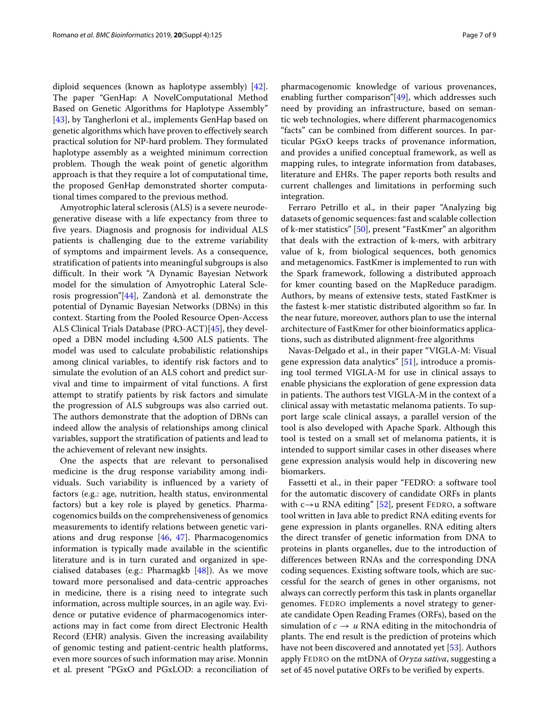diploid sequences (known as haplotype assembly) [42]. The paper "GenHap: A NovelComputational Method Based on Genetic Algorithms for Haplotype Assembly" [43], by Tangherloni et al., implements GenHap based on genetic algorithms which have proven to effectively search practical solution for NP-hard problem. They formulated haplotype assembly as a weighted minimum correction problem. Though the weak point of genetic algorithm approach is that they require a lot of computational time, the proposed GenHap demonstrated shorter computational times compared to the previous method.

Amyotrophic lateral sclerosis (ALS) is a severe neurodegenerative disease with a life expectancy from three to five years. Diagnosis and prognosis for individual ALS patients is challenging due to the extreme variability of symptoms and impairment levels. As a consequence, stratification of patients into meaningful subgroups is also difficult. In their work "A Dynamic Bayesian Network model for the simulation of Amyotrophic Lateral Sclerosis progression"[44], Zandonà et al. demonstrate the potential of Dynamic Bayesian Networks (DBNs) in this context. Starting from the Pooled Resource Open-Access ALS Clinical Trials Database (PRO-ACT)[45], they developed a DBN model including 4,500 ALS patients. The model was used to calculate probabilistic relationships among clinical variables, to identify risk factors and to simulate the evolution of an ALS cohort and predict survival and time to impairment of vital functions. A first attempt to stratify patients by risk factors and simulate the progression of ALS subgroups was also carried out. The authors demonstrate that the adoption of DBNs can indeed allow the analysis of relationships among clinical variables, support the stratification of patients and lead to the achievement of relevant new insights.

One the aspects that are relevant to personalised medicine is the drug response variability among individuals. Such variability is influenced by a variety of factors (e.g.: age, nutrition, health status, environmental factors) but a key role is played by genetics. Pharmacogenomics builds on the comprehensiveness of genomics measurements to identify relations between genetic variations and drug response [46, 47]. Pharmacogenomics information is typically made available in the scientific literature and is in turn curated and organized in specialised databases (e.g.: Pharmagkb [48]). As we move toward more personalised and data-centric approaches in medicine, there is a rising need to integrate such information, across multiple sources, in an agile way. Evidence or putative evidence of pharmacogenomics interactions may in fact come from direct Electronic Health Record (EHR) analysis. Given the increasing availability of genomic testing and patient-centric health platforms, even more sources of such information may arise. Monnin et al. present "PGxO and PGxLOD: a reconciliation of pharmacogenomic knowledge of various provenances, enabling further comparison"[49], which addresses such need by providing an infrastructure, based on semantic web technologies, where different pharmacogenomics "facts" can be combined from different sources. In particular PGxO keeps tracks of provenance information, and provides a unified conceptual framework, as well as mapping rules, to integrate information from databases, literature and EHRs. The paper reports both results and current challenges and limitations in performing such integration.

Ferraro Petrillo et al., in their paper "Analyzing big datasets of genomic sequences: fast and scalable collection of k-mer statistics" [50], present "FastKmer" an algorithm that deals with the extraction of k-mers, with arbitrary value of k, from biological sequences, both genomics and metagenomics. FastKmer is implemented to run with the Spark framework, following a distributed approach for kmer counting based on the MapReduce paradigm. Authors, by means of extensive tests, stated FastKmer is the fastest k-mer statistic distributed algorithm so far. In the near future, moreover, authors plan to use the internal architecture of FastKmer for other bioinformatics applications, such as distributed alignment-free algorithms

Navas-Delgado et al., in their paper "VIGLA-M: Visual gene expression data analytics" [51], introduce a promising tool termed VIGLA-M for use in clinical assays to enable physicians the exploration of gene expression data in patients. The authors test VIGLA-M in the context of a clinical assay with metastatic melanoma patients. To support large scale clinical assays, a parallel version of the tool is also developed with Apache Spark. Although this tool is tested on a small set of melanoma patients, it is intended to support similar cases in other diseases where gene expression analysis would help in discovering new biomarkers.

Fassetti et al., in their paper "FEDRO: a software tool for the automatic discovery of candidate ORFs in plants with c→u RNA editing" [52], present FEDRO, a software tool written in Java able to predict RNA editing events for gene expression in plants organelles. RNA editing alters the direct transfer of genetic information from DNA to proteins in plants organelles, due to the introduction of differences between RNAs and the corresponding DNA coding sequences. Existing software tools, which are successful for the search of genes in other organisms, not always can correctly perform this task in plants organellar genomes. FEDRO implements a novel strategy to generate candidate Open Reading Frames (ORFs), based on the simulation of $c \rightarrow u$ RNA editing in the mitochondria of plants. The end result is the prediction of proteins which have not been discovered and annotated yet [53]. Authors apply FEDRO on the mtDNA of *Oryza sativa*, suggesting a set of 45 novel putative ORFs to be verified by experts.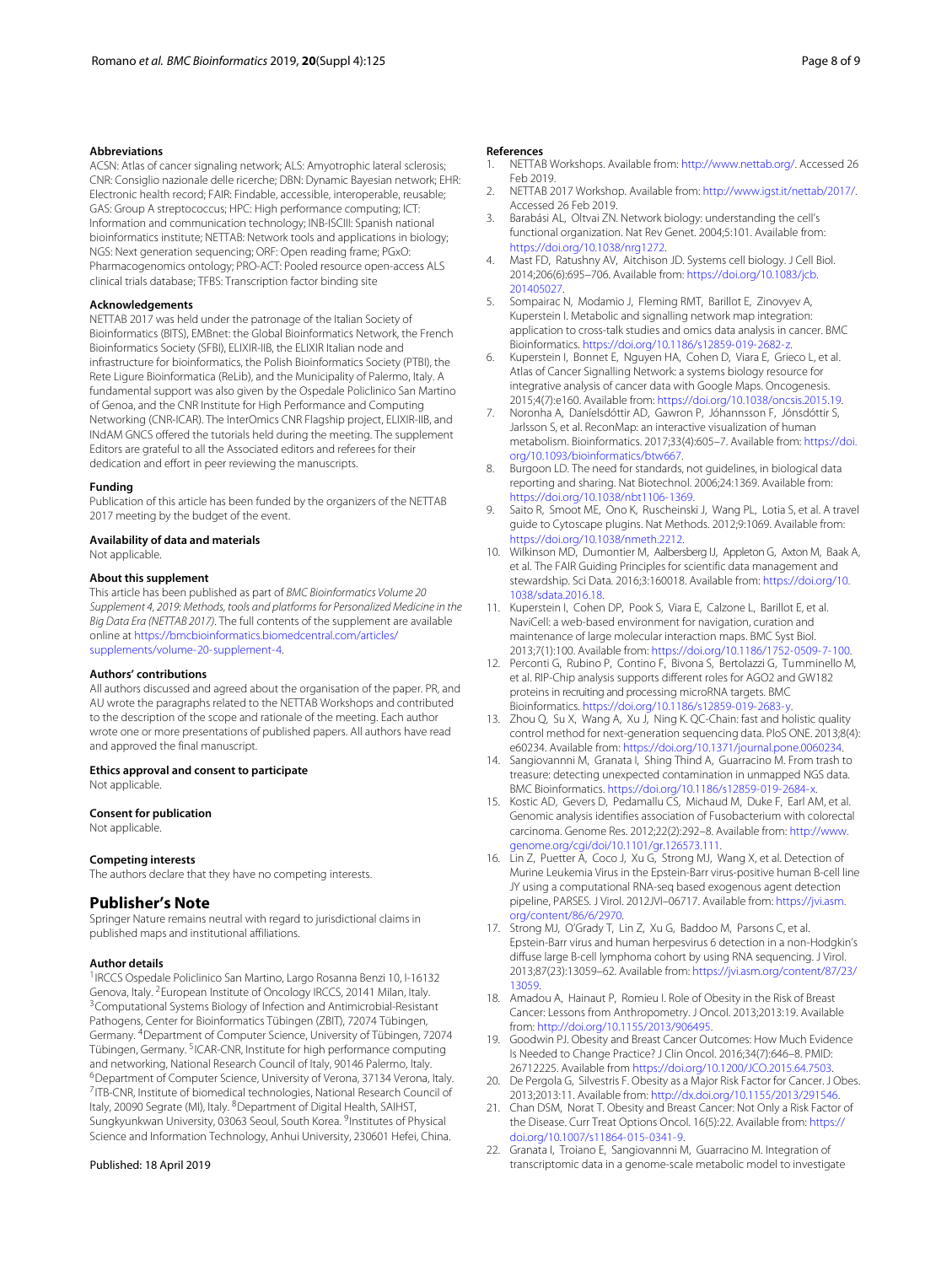### Abbreviations

ACSN: Atlas of cancer signaling network; ALS: Amyotrophic lateral sclerosis; CNR: Consiglio nazionale delle ricerche; DBN: Dynamic Bayesian network; EHR: Electronic health record; FAIR: Findable, accessible, interoperable, reusable; GAS: Group A streptococcus; HPC: High performance computing; ICT: Information and communication technology; INB-ISCIII: Spanish national bioinformatics institute; NETTAB: Network tools and applications in biology; NGS: Next generation sequencing; ORF: Open reading frame; PGxO: Pharmacogenomics ontology; PRO-ACT: Pooled resource open-access ALS clinical trials database; TFBS: Transcription factor binding site

### Acknowledgements

NETTAB 2017 was held under the patronage of the Italian Society of Bioinformatics (BITS), EMBnet: the Global Bioinformatics Network, the French Bioinformatics Society (SFBI), ELIXIR-IIB, the ELIXIR Italian node and infrastructure for bioinformatics, the Polish Bioinformatics Society (PTBI), the Rete Ligure Bioinformatica (ReLib), and the Municipality of Palermo, Italy. A fundamental support was also given by the Ospedale Policlinico San Martino of Genoa, and the CNR Institute for High Performance and Computing Networking (CNR-ICAR). The InterOmics CNR Flagship project, ELIXIR-IIB, and INdAM GNCS offered the tutorials held during the meeting. The supplement Editors are grateful to all the Associated editors and referees for their dedication and effort in peer reviewing the manuscripts.

### Funding

Publication of this article has been funded by the organizers of the NETTAB 2017 meeting by the budget of the event.

### Availability of data and materials

Not applicable.

### About this supplement

This article has been published as part of *BMC Bioinformatics Volume 20 Supplement 4, 2019: Methods, tools and platforms for Personalized Medicine in the Big Data Era (NETTAB 2017)*. The full contents of the supplement are available online at https://bmcbioinformatics.biomedcentral.com/articles/supplements/volume-20-supplement-4.

### Authors' contributions

All authors discussed and agreed about the organisation of the paper. PR, and AU wrote the paragraphs related to the NETTAB Workshops and contributed to the description of the scope and rationale of the meeting. Each author wrote one or more presentations of published papers. All authors have read and approved the final manuscript.

### Ethics approval and consent to participate

Not applicable.

### Consent for publication

Not applicable.

### Competing interests

The authors declare that they have no competing interests.

## Publisher's Note

Springer Nature remains neutral with regard to jurisdictional claims in published maps and institutional affiliations.

### Author details

[1]IRCCS Ospedale Policlinico San Martino, Largo Rosanna Benzi 10, I-16132 Genova, Italy. [2]European Institute of Oncology IRCCS, 20141 Milan, Italy. [3]Computational Systems Biology of Infection and Antimicrobial-Resistant Pathogens, Center for Bioinformatics Tübingen (ZBIT), 72074 Tübingen, Germany. [4]Department of Computer Science, University of Tübingen, 72074 Tübingen, Germany. [5]ICAR-CNR, Institute for high performance computing and networking, National Research Council of Italy, 90146 Palermo, Italy. [6]Department of Computer Science, University of Verona, 37134 Verona, Italy. [7]ITB-CNR, Institute of biomedical technologies, National Research Council of Italy, 20090 Segrate (MI), Italy. [8]Department of Digital Health, SAIHST, Sungkyunkwan University, 03063 Seoul, South Korea. [9]Institutes of Physical Science and Information Technology, Anhui University, 230601 Hefei, China.

Published: 18 April 2019

### References

1. NETTAB Workshops. Available from: http://www.nettab.org/. Accessed 26 Feb 2019.
2. NETTAB 2017 Workshop. Available from: http://www.igst.it/nettab/2017/. Accessed 26 Feb 2019.
3. Barabási AL, Oltvai ZN. Network biology: understanding the cell's functional organization. Nat Rev Genet. 2004;5:101. Available from: https://doi.org/10.1038/nrg1272.
4. Mast FD, Ratushny AV, Aitchison JD. Systems cell biology. J Cell Biol. 2014;206(6):695–706. Available from: https://doi.org/10.1083/jcb.201405027.
5. Sompairac N, Modamio J, Fleming RMT, Barillot E, Zinovyev A, Kuperstein I. Metabolic and signalling network map integration: application to cross-talk studies and omics data analysis in cancer. BMC Bioinformatics. https://doi.org/10.1186/s12859-019-2682-z.
6. Kuperstein I, Bonnet E, Nguyen HA, Cohen D, Viara E, Grieco L, et al. Atlas of Cancer Signalling Network: a systems biology resource for integrative analysis of cancer data with Google Maps. Oncogenesis. 2015;4(7):e160. Available from: https://doi.org/10.1038/oncsis.2015.19.
7. Noronha A, Daníelsdóttir AD, Gawron P, Jóhannsson F, Jónsdóttir S, Jarlsson S, et al. ReconMap: an interactive visualization of human metabolism. Bioinformatics. 2017;33(4):605–7. Available from: https://doi.org/10.1093/bioinformatics/btw667.
8. Burgoon LD. The need for standards, not guidelines, in biological data reporting and sharing. Nat Biotechnol. 2006;24:1369. Available from: https://doi.org/10.1038/nbt1106-1369.
9. Saito R, Smoot ME, Ono K, Ruscheinski J, Wang PL, Lotia S, et al. A travel guide to Cytoscape plugins. Nat Methods. 2012;9:1069. Available from: https://doi.org/10.1038/nmeth.2212.
10. Wilkinson MD, Dumontier M, Aalbersberg IJ, Appleton G, Axton M, Baak A, et al. The FAIR Guiding Principles for scientific data management and stewardship. Sci Data. 2016;3:160018. Available from: https://doi.org/10.1038/sdata.2016.18.
11. Kuperstein I, Cohen DP, Pook S, Viara E, Calzone L, Barillot E, et al. NaviCell: a web-based environment for navigation, curation and maintenance of large molecular interaction maps. BMC Syst Biol. 2013;7(1):100. Available from: https://doi.org/10.1186/1752-0509-7-100.
12. Perconti G, Rubino P, Contino F, Bivona S, Bertolazzi G, Tumminello M, et al. RIP-Chip analysis supports different roles for AGO2 and GW182 proteins in recruiting and processing microRNA targets. BMC Bioinformatics. https://doi.org/10.1186/s12859-019-2683-y.
13. Zhou Q, Su X, Wang A, Xu J, Ning K. QC-Chain: fast and holistic quality control method for next-generation sequencing data. PloS ONE. 2013;8(4): e60234. Available from: https://doi.org/10.1371/journal.pone.0060234.
14. Sangiovannni M, Granata I, Shing Thind A, Guarracino M. From trash to treasure: detecting unexpected contamination in unmapped NGS data. BMC Bioinformatics. https://doi.org/10.1186/s12859-019-2684-x.
15. Kostic AD, Gevers D, Pedamallu CS, Michaud M, Duke F, Earl AM, et al. Genomic analysis identifies association of Fusobacterium with colorectal carcinoma. Genome Res. 2012;22(2):292–8. Available from: http://www.genome.org/cgi/doi/10.1101/gr.126573.111.
16. Lin Z, Puetter A, Coco J, Xu G, Strong MJ, Wang X, et al. Detection of Murine Leukemia Virus in the Epstein-Barr virus-positive human B-cell line JY using a computational RNA-seq based exogenous agent detection pipeline, PARSES. J Virol. 2012JVI–06717. Available from: https://jvi.asm.org/content/86/6/2970.
17. Strong MJ, O'Grady T, Lin Z, Xu G, Baddoo M, Parsons C, et al. Epstein-Barr virus and human herpesvirus 6 detection in a non-Hodgkin's diffuse large B-cell lymphoma cohort by using RNA sequencing. J Virol. 2013;87(23):13059–62. Available from: https://jvi.asm.org/content/87/23/13059.
18. Amadou A, Hainaut P, Romieu I. Role of Obesity in the Risk of Breast Cancer: Lessons from Anthropometry. J Oncol. 2013;2013:19. Available from: http://doi.org/10.1155/2013/906495.
19. Goodwin PJ. Obesity and Breast Cancer Outcomes: How Much Evidence Is Needed to Change Practice? J Clin Oncol. 2016;34(7):646–8. PMID: 26712225. Available from https://doi.org/10.1200/JCO.2015.64.7503.
20. De Pergola G, Silvestris F. Obesity as a Major Risk Factor for Cancer. J Obes. 2013;2013:11. Available from: http://dx.doi.org/10.1155/2013/291546.
21. Chan DSM, Norat T. Obesity and Breast Cancer: Not Only a Risk Factor of the Disease. Curr Treat Options Oncol. 16(5):22. Available from: https://doi.org/10.1007/s11864-015-0341-9.
22. Granata I, Troiano E, Sangiovannni M, Guarracino M. Integration of transcriptomic data in a genome-scale metabolic model to investigate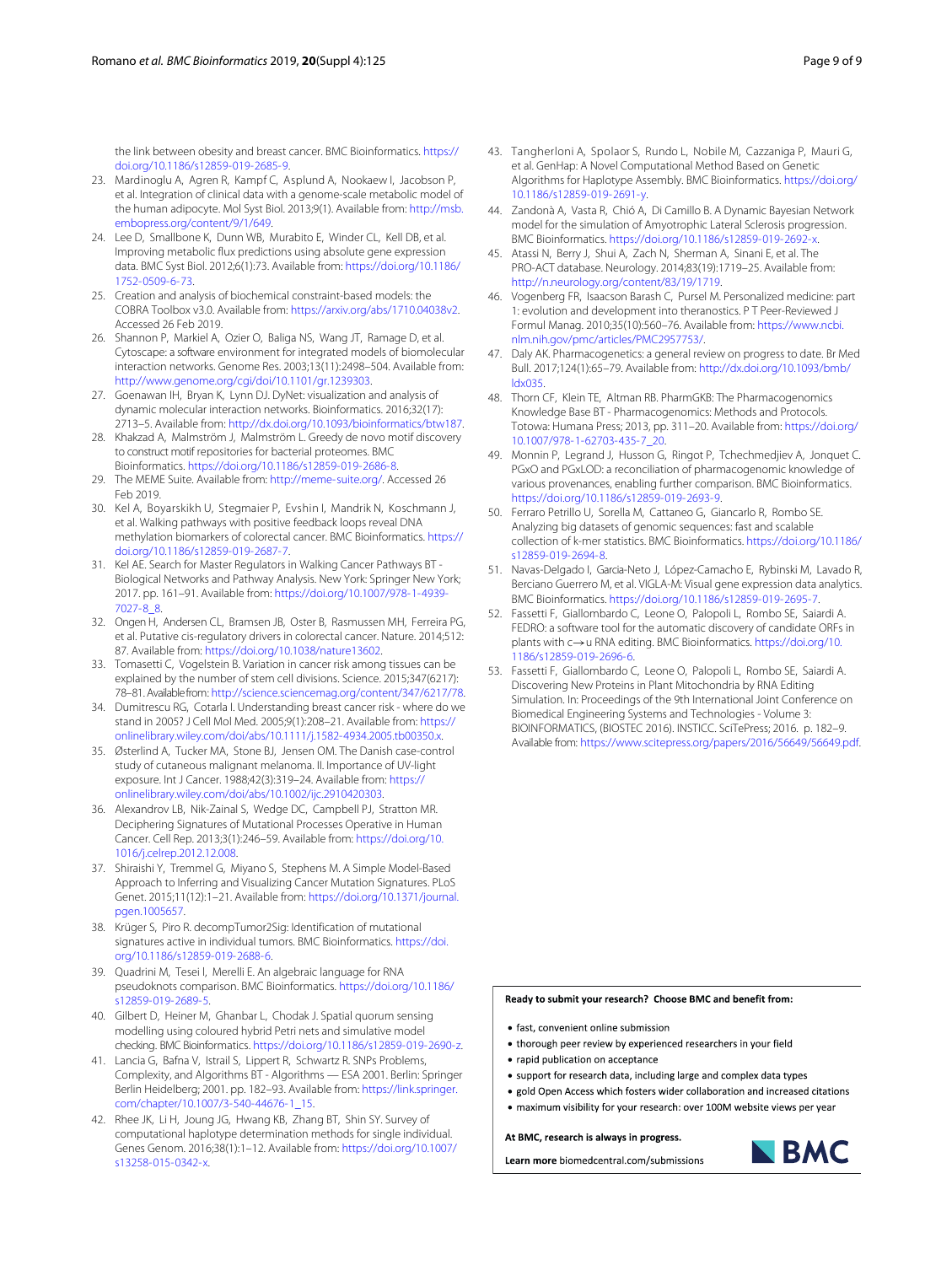the link between obesity and breast cancer. BMC Bioinformatics. https://doi.org/10.1186/s12859-019-2685-9.

23. Mardinoglu A, Agren R, Kampf C, Asplund A, Nookaew I, Jacobson P, et al. Integration of clinical data with a genome-scale metabolic model of the human adipocyte. Mol Syst Biol. 2013;9(1). Available from: http://msb.embopress.org/content/9/1/649.
24. Lee D, Smallbone K, Dunn WB, Murabito E, Winder CL, Kell DB, et al. Improving metabolic flux predictions using absolute gene expression data. BMC Syst Biol. 2012;6(1):73. Available from: https://doi.org/10.1186/1752-0509-6-73.
25. Creation and analysis of biochemical constraint-based models: the COBRA Toolbox v3.0. Available from: https://arxiv.org/abs/1710.04038v2. Accessed 26 Feb 2019.
26. Shannon P, Markiel A, Ozier O, Baliga NS, Wang JT, Ramage D, et al. Cytoscape: a software environment for integrated models of biomolecular interaction networks. Genome Res. 2003;13(11):2498–504. Available from: http://www.genome.org/cgi/doi/10.1101/gr.1239303.
27. Goenawan IH, Bryan K, Lynn DJ. DyNet: visualization and analysis of dynamic molecular interaction networks. Bioinformatics. 2016;32(17): 2713–5. Available from: http://dx.doi.org/10.1093/bioinformatics/btw187.
28. Khakzad A, Malmström J, Malmström L. Greedy de novo motif discovery to construct motif repositories for bacterial proteomes. BMC Bioinformatics. https://doi.org/10.1186/s12859-019-2686-8.
29. The MEME Suite. Available from: http://meme-suite.org/. Accessed 26 Feb 2019.
30. Kel A, Boyarskikh U, Stegmaier P, Evshin I, Mandrik N, Koschmann J, et al. Walking pathways with positive feedback loops reveal DNA methylation biomarkers of colorectal cancer. BMC Bioinformatics. https://doi.org/10.1186/s12859-019-2687-7.
31. Kel AE. Search for Master Regulators in Walking Cancer Pathways BT - Biological Networks and Pathway Analysis. New York: Springer New York; 2017. pp. 161–91. Available from: https://doi.org/10.1007/978-1-4939-7027-8_8.
32. Ongen H, Andersen CL, Bramsen JB, Oster B, Rasmussen MH, Ferreira PG, et al. Putative cis-regulatory drivers in colorectal cancer. Nature. 2014;512: 87. Available from: https://doi.org/10.1038/nature13602.
33. Tomasetti C, Vogelstein B. Variation in cancer risk among tissues can be explained by the number of stem cell divisions. Science. 2015;347(6217): 78–81. Available from: http://science.sciencemag.org/content/347/6217/78.
34. Dumitrescu RG, Cotarla I. Understanding breast cancer risk - where do we stand in 2005? J Cell Mol Med. 2005;9(1):208–21. Available from: https://onlinelibrary.wiley.com/doi/abs/10.1111/j.1582-4934.2005.tb00350.x.
35. Østerlind A, Tucker MA, Stone BJ, Jensen OM. The Danish case-control study of cutaneous malignant melanoma. II. Importance of UV-light exposure. Int J Cancer. 1988;42(3):319–24. Available from: https://onlinelibrary.wiley.com/doi/abs/10.1002/ijc.2910420303.
36. Alexandrov LB, Nik-Zainal S, Wedge DC, Campbell PJ, Stratton MR. Deciphering Signatures of Mutational Processes Operative in Human Cancer. Cell Rep. 2013;3(1):246–59. Available from: https://doi.org/10.1016/j.celrep.2012.12.008.
37. Shiraishi Y, Tremmel G, Miyano S, Stephens M. A Simple Model-Based Approach to Inferring and Visualizing Cancer Mutation Signatures. PLoS Genet. 2015;11(12):1–21. Available from: https://doi.org/10.1371/journal.pgen.1005657.
38. Krüger S, Piro R. decompTumor2Sig: Identification of mutational signatures active in individual tumors. BMC Bioinformatics. https://doi.org/10.1186/s12859-019-2688-6.
39. Quadrini M, Tesei I, Merelli E. An algebraic language for RNA pseudoknots comparison. BMC Bioinformatics. https://doi.org/10.1186/s12859-019-2689-5.
40. Gilbert D, Heiner M, Ghanbar L, Chodak J. Spatial quorum sensing modelling using coloured hybrid Petri nets and simulative model checking. BMC Bioinformatics. https://doi.org/10.1186/s12859-019-2690-z.
41. Lancia G, Bafna V, Istrail S, Lippert R, Schwartz R. SNPs Problems, Complexity, and Algorithms BT - Algorithms — ESA 2001. Berlin: Springer Berlin Heidelberg; 2001. pp. 182–93. Available from: https://link.springer.com/chapter/10.1007/3-540-44676-1_15.
42. Rhee JK, Li H, Joung JG, Hwang KB, Zhang BT, Shin SY. Survey of computational haplotype determination methods for single individual. Genes Genom. 2016;38(1):1–12. Available from: https://doi.org/10.1007/s13258-015-0342-x.
43. Tangherloni A, Spolaor S, Rundo L, Nobile M, Cazzaniga P, Mauri G, et al. GenHap: A Novel Computational Method Based on Genetic Algorithms for Haplotype Assembly. BMC Bioinformatics. https://doi.org/10.1186/s12859-019-2691-y.
44. Zandonà A, Vasta R, Chió A, Di Camillo B. A Dynamic Bayesian Network model for the simulation of Amyotrophic Lateral Sclerosis progression. BMC Bioinformatics. https://doi.org/10.1186/s12859-019-2692-x.
45. Atassi N, Berry J, Shui A, Zach N, Sherman A, Sinani E, et al. The PRO-ACT database. Neurology. 2014;83(19):1719–25. Available from: http://n.neurology.org/content/83/19/1719.
46. Vogenberg FR, Isaacson Barash C, Pursel M. Personalized medicine: part 1: evolution and development into theranostics. P T Peer-Reviewed J Formul Manag. 2010;35(10):560–76. Available from: https://www.ncbi.nlm.nih.gov/pmc/articles/PMC2957753/.
47. Daly AK. Pharmacogenetics: a general review on progress to date. Br Med Bull. 2017;124(1):65–79. Available from: http://dx.doi.org/10.1093/bmb/ldx035.
48. Thorn CF, Klein TE, Altman RB. PharmGKB: The Pharmacogenomics Knowledge Base BT - Pharmacogenomics: Methods and Protocols. Totowa: Humana Press; 2013, pp. 311–20. Available from: https://doi.org/10.1007/978-1-62703-435-7_20.
49. Monnin P, Legrand J, Husson G, Ringot P, Tchechmedjiev A, Jonquet C. PGxO and PGxLOD: a reconciliation of pharmacogenomic knowledge of various provenances, enabling further comparison. BMC Bioinformatics. https://doi.org/10.1186/s12859-019-2693-9.
50. Ferraro Petrillo U, Sorella M, Cattaneo G, Giancarlo R, Rombo SE. Analyzing big datasets of genomic sequences: fast and scalable collection of k-mer statistics. BMC Bioinformatics. https://doi.org/10.1186/s12859-019-2694-8.
51. Navas-Delgado I, García-Neto J, López-Camacho E, Rybinski M, Lavado R, Berciano Guerrero M, et al. VIGLA-M: Visual gene expression data analytics. BMC Bioinformatics. https://doi.org/10.1186/s12859-019-2695-7.
52. Fassetti F, Giallombardo C, Leone O, Palopoli L, Rombo SE, Saiardi A. FEDRO: a software tool for the automatic discovery of candidate ORFs in plants with c→u RNA editing. BMC Bioinformatics. https://doi.org/10.1186/s12859-019-2696-6.
53. Fassetti F, Giallombardo C, Leone O, Palopoli L, Rombo SE, Saiardi A. Discovering New Proteins in Plant Mitochondria by RNA Editing Simulation. In: Proceedings of the 9th International Joint Conference on Biomedical Engineering Systems and Technologies - Volume 3: BIOINFORMATICS, (BIOSTEC 2016). INSTICC. SciTePress; 2016. p. 182–9. Available from: https://www.scitepress.org/papers/2016/56649/56649.pdf.

**Ready to submit your research? Choose BMC and benefit from:**

- fast, convenient online submission
- thorough peer review by experienced researchers in your field
- rapid publication on acceptance
- support for research data, including large and complex data types
- gold Open Access which fosters wider collaboration and increased citations
- maximum visibility for your research: over 100M website views per year

**At BMC, research is always in progress.**

**Learn more** biomedcentral.com/submissions

BMC